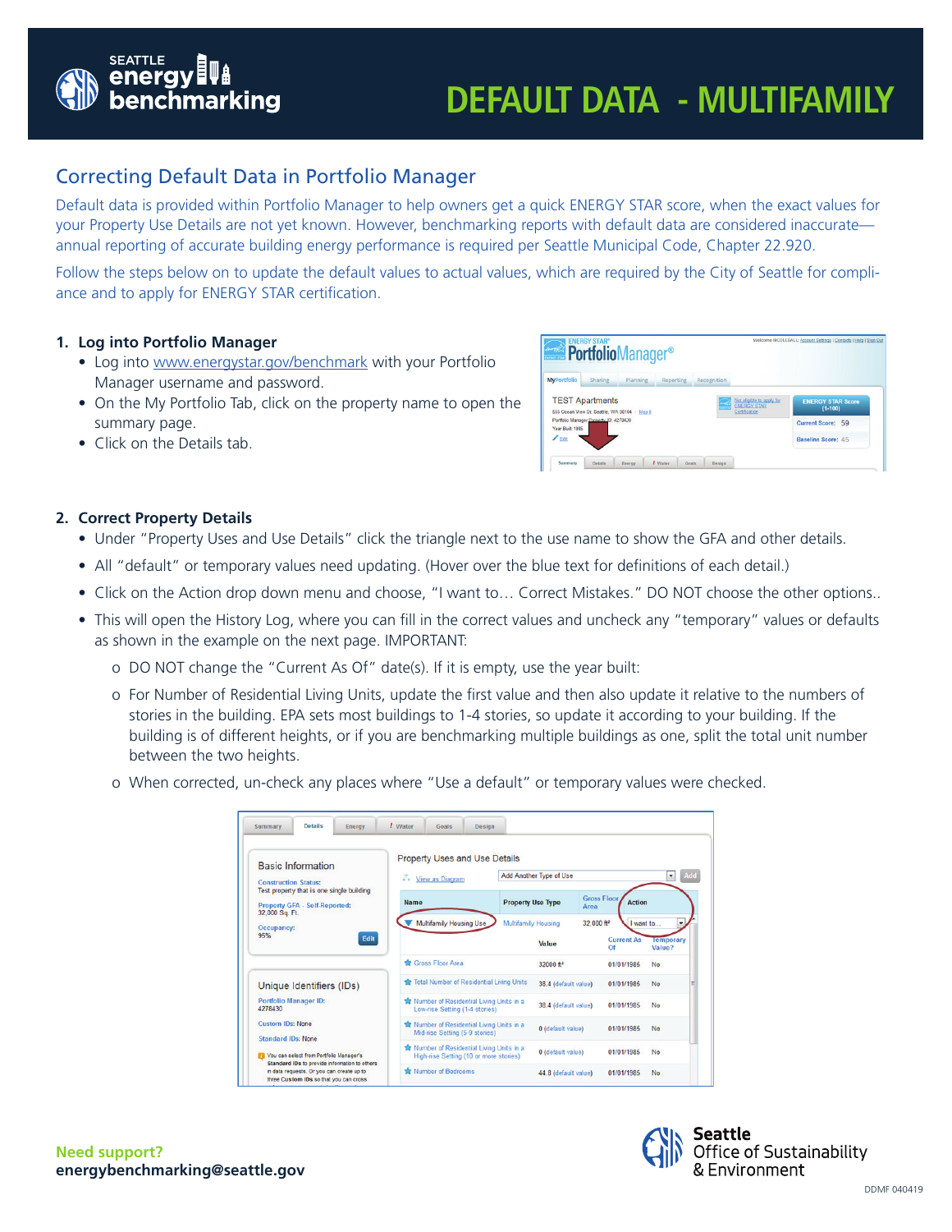# DEFAULT DATA - MULTIFAMILY

## Correcting Default Data in Portfolio Manager

Default data is provided within Portfolio Manager to help owners get a quick ENERGY STAR score, when the exact values for your Property Use Details are not yet known. However, benchmarking reports with default data are considered inaccurate—annual reporting of accurate building energy performance is required per Seattle Municipal Code, Chapter 22.920.

Follow the steps below on to update the default values to actual values, which are required by the City of Seattle for compliance and to apply for ENERGY STAR certification.

### 1. Log into Portfolio Manager

- Log into www.energystar.gov/benchmark with your Portfolio Manager username and password.
- On the My Portfolio Tab, click on the property name to open the summary page.
- Click on the Details tab.

### 2. Correct Property Details

- Under "Property Uses and Use Details" click the triangle next to the use name to show the GFA and other details.
- All "default" or temporary values need updating. (Hover over the blue text for definitions of each detail.)
- Click on the Action drop down menu and choose, "I want to… Correct Mistakes." DO NOT choose the other options..
- This will open the History Log, where you can fill in the correct values and uncheck any "temporary" values or defaults as shown in the example on the next page. IMPORTANT:
  - DO NOT change the "Current As Of" date(s). If it is empty, use the year built:
  - For Number of Residential Living Units, update the first value and then also update it relative to the numbers of stories in the building. EPA sets most buildings to 1-4 stories, so update it according to your building. If the building is of different heights, or if you are benchmarking multiple buildings as one, split the total unit number between the two heights.
  - When corrected, un-check any places where "Use a default" or temporary values were checked.

**Need support?**
**energybenchmarking@seattle.gov**

Seattle Office of Sustainability & Environment

DDMF 040419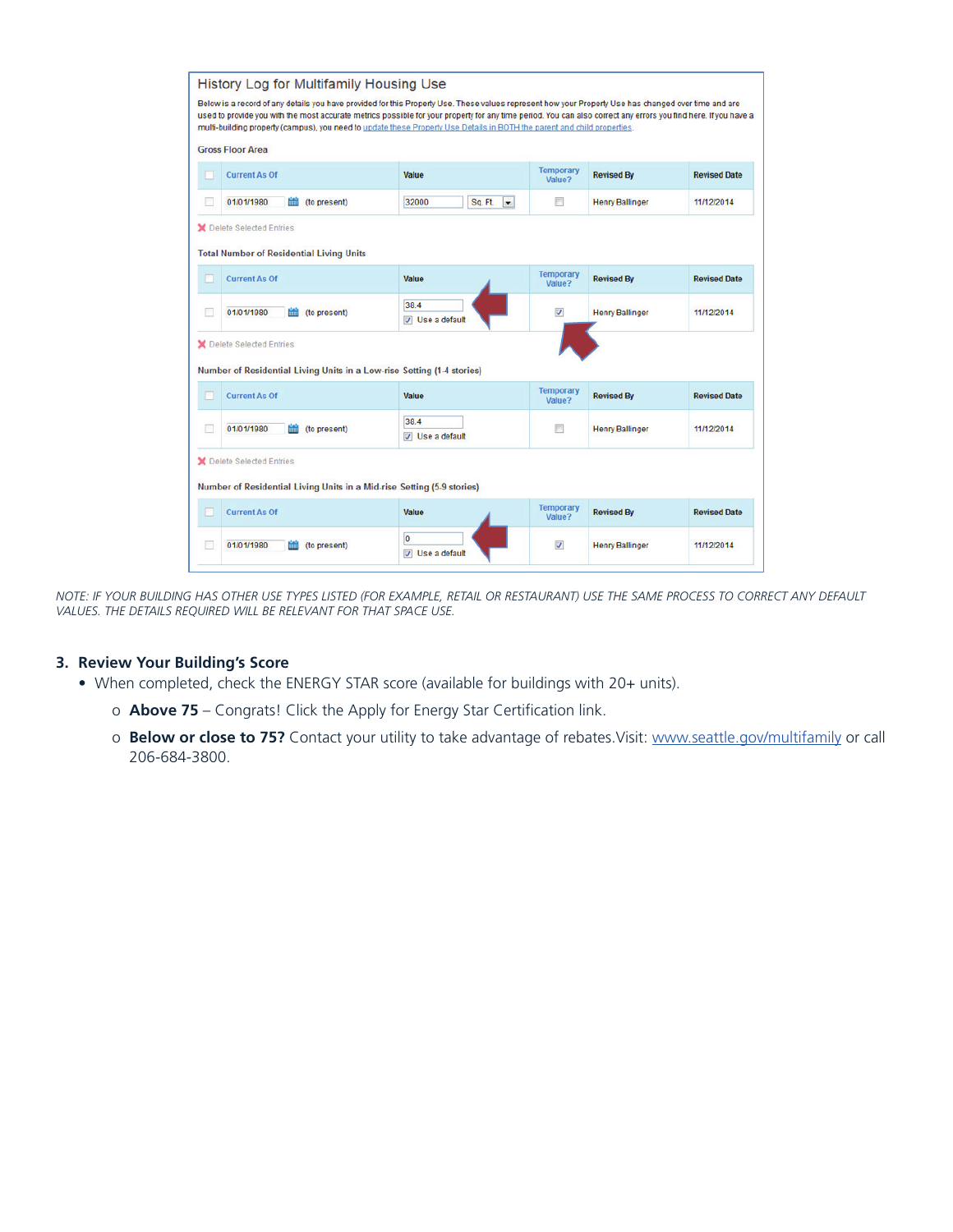## History Log for Multifamily Housing Use

Below is a record of any details you have provided for this Property Use. These values represent how your Property Use has changed over time and are used to provide you with the most accurate metrics possible for your property for any time period. You can also correct any errors you find here. If you have a multi-building property (campus), you need to update these Property Use Details in BOTH the parent and child properties.

Gross Floor Area

| | Current As Of | Value | Temporary Value? | Revised By | Revised Date |
|---|---|---|---|---|---|
| ☐ | 01/01/1980 (to present) | 32000 Sq. Ft. | ☐ | Henry Ballinger | 11/12/2014 |

✖ Delete Selected Entries

Total Number of Residential Living Units

| | Current As Of | Value | Temporary Value? | Revised By | Revised Date |
|---|---|---|---|---|---|
| ☐ | 01/01/1980 (to present) | 38.4 ☑ Use a default | ☑ | Henry Ballinger | 11/12/2014 |

✖ Delete Selected Entries

Number of Residential Living Units in a Low-rise Setting (1-4 stories)

| | Current As Of | Value | Temporary Value? | Revised By | Revised Date |
|---|---|---|---|---|---|
| ☐ | 01/01/1980 (to present) | 38.4 ☑ Use a default | ☐ | Henry Ballinger | 11/12/2014 |

✖ Delete Selected Entries

Number of Residential Living Units in a Mid-rise Setting (5-9 stories)

| | Current As Of | Value | Temporary Value? | Revised By | Revised Date |
|---|---|---|---|---|---|
| ☐ | 01/01/1980 (to present) | 0 ☑ Use a default | ☑ | Henry Ballinger | 11/12/2014 |

*NOTE: IF YOUR BUILDING HAS OTHER USE TYPES LISTED (FOR EXAMPLE, RETAIL OR RESTAURANT) USE THE SAME PROCESS TO CORRECT ANY DEFAULT VALUES. THE DETAILS REQUIRED WILL BE RELEVANT FOR THAT SPACE USE.*

### 3. Review Your Building's Score

- When completed, check the ENERGY STAR score (available for buildings with 20+ units).
  - **Above 75** – Congrats! Click the Apply for Energy Star Certification link.
  - **Below or close to 75?** Contact your utility to take advantage of rebates. Visit: www.seattle.gov/multifamily or call 206-684-3800.